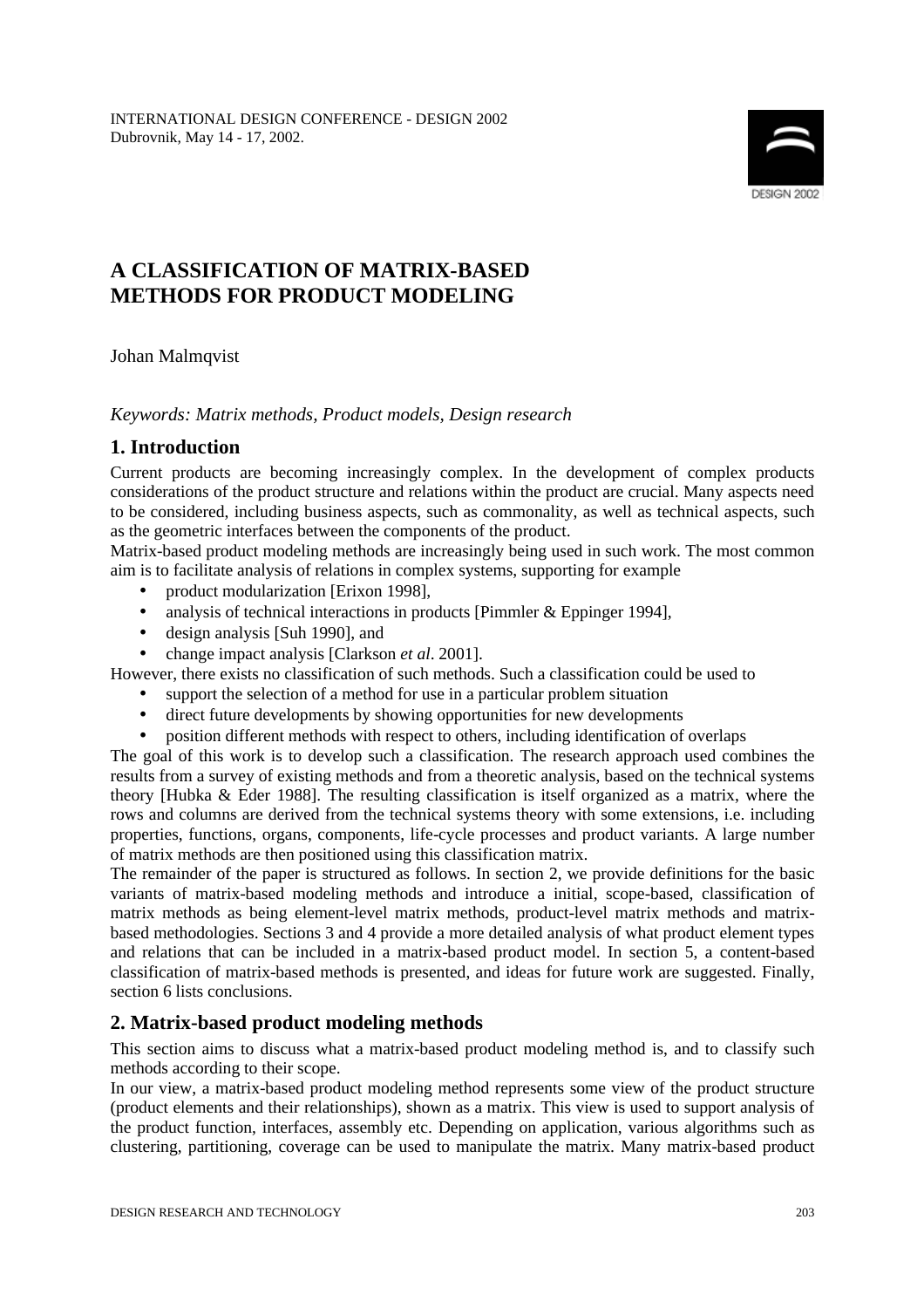INTERNATIONAL DESIGN CONFERENCE - DESIGN 2002
Dubrovnik, May 14 - 17, 2002.

# A CLASSIFICATION OF MATRIX-BASED METHODS FOR PRODUCT MODELING

Johan Malmqvist

*Keywords: Matrix methods, Product models, Design research*

## 1. Introduction

Current products are becoming increasingly complex. In the development of complex products considerations of the product structure and relations within the product are crucial. Many aspects need to be considered, including business aspects, such as commonality, as well as technical aspects, such as the geometric interfaces between the components of the product.

Matrix-based product modeling methods are increasingly being used in such work. The most common aim is to facilitate analysis of relations in complex systems, supporting for example

- product modularization [Erixon 1998],
- analysis of technical interactions in products [Pimmler & Eppinger 1994],
- design analysis [Suh 1990], and
- change impact analysis [Clarkson *et al.* 2001].

However, there exists no classification of such methods. Such a classification could be used to

- support the selection of a method for use in a particular problem situation
- direct future developments by showing opportunities for new developments
- position different methods with respect to others, including identification of overlaps

The goal of this work is to develop such a classification. The research approach used combines the results from a survey of existing methods and from a theoretic analysis, based on the technical systems theory [Hubka & Eder 1988]. The resulting classification is itself organized as a matrix, where the rows and columns are derived from the technical systems theory with some extensions, i.e. including properties, functions, organs, components, life-cycle processes and product variants. A large number of matrix methods are then positioned using this classification matrix.

The remainder of the paper is structured as follows. In section 2, we provide definitions for the basic variants of matrix-based modeling methods and introduce a initial, scope-based, classification of matrix methods as being element-level matrix methods, product-level matrix methods and matrix-based methodologies. Sections 3 and 4 provide a more detailed analysis of what product element types and relations that can be included in a matrix-based product model. In section 5, a content-based classification of matrix-based methods is presented, and ideas for future work are suggested. Finally, section 6 lists conclusions.

## 2. Matrix-based product modeling methods

This section aims to discuss what a matrix-based product modeling method is, and to classify such methods according to their scope.

In our view, a matrix-based product modeling method represents some view of the product structure (product elements and their relationships), shown as a matrix. This view is used to support analysis of the product function, interfaces, assembly etc. Depending on application, various algorithms such as clustering, partitioning, coverage can be used to manipulate the matrix. Many matrix-based product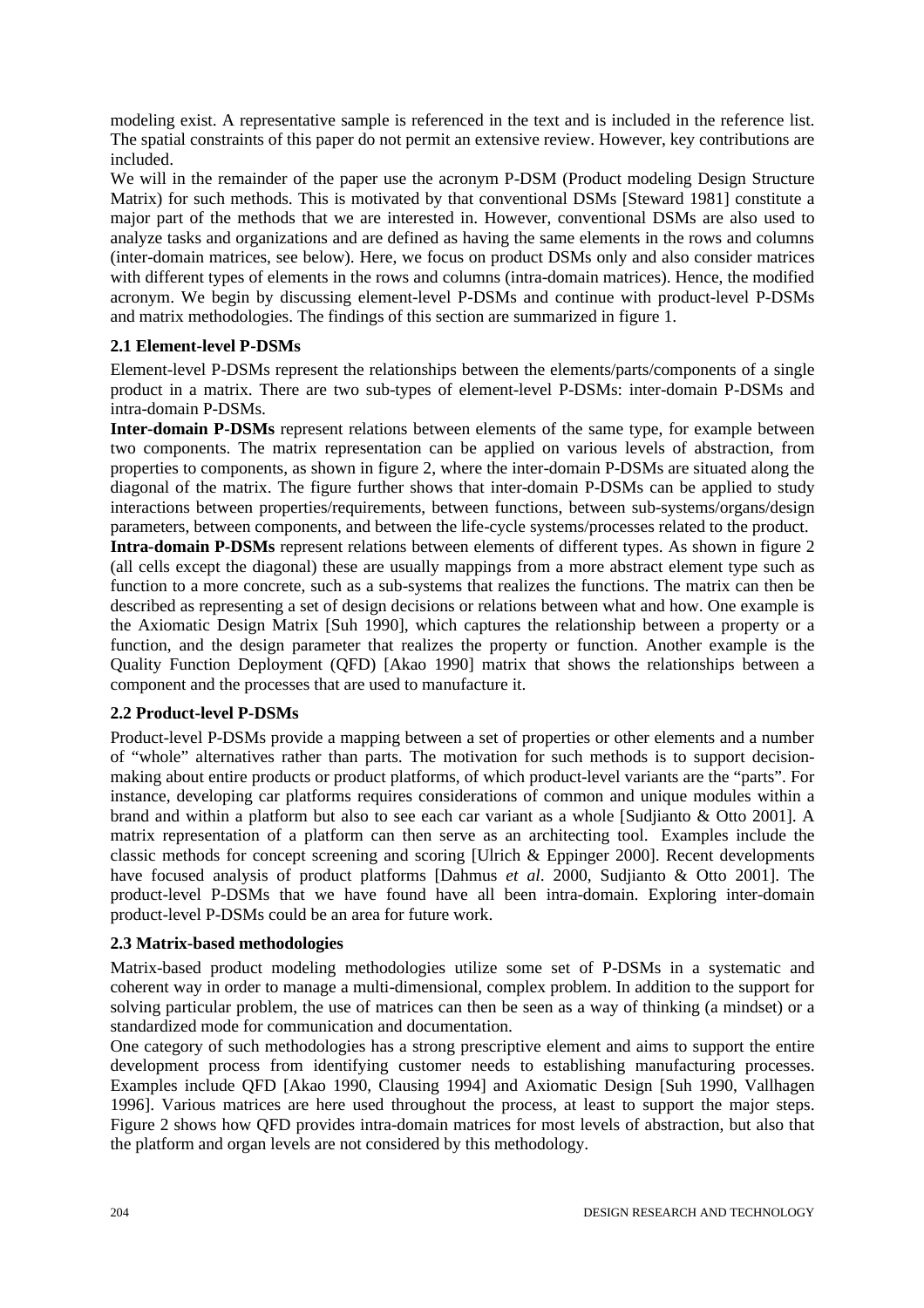modeling exist. A representative sample is referenced in the text and is included in the reference list. The spatial constraints of this paper do not permit an extensive review. However, key contributions are included.

We will in the remainder of the paper use the acronym P-DSM (Product modeling Design Structure Matrix) for such methods. This is motivated by that conventional DSMs [Steward 1981] constitute a major part of the methods that we are interested in. However, conventional DSMs are also used to analyze tasks and organizations and are defined as having the same elements in the rows and columns (inter-domain matrices, see below). Here, we focus on product DSMs only and also consider matrices with different types of elements in the rows and columns (intra-domain matrices). Hence, the modified acronym. We begin by discussing element-level P-DSMs and continue with product-level P-DSMs and matrix methodologies. The findings of this section are summarized in figure 1.

### 2.1 Element-level P-DSMs

Element-level P-DSMs represent the relationships between the elements/parts/components of a single product in a matrix. There are two sub-types of element-level P-DSMs: inter-domain P-DSMs and intra-domain P-DSMs.

**Inter-domain P-DSMs** represent relations between elements of the same type, for example between two components. The matrix representation can be applied on various levels of abstraction, from properties to components, as shown in figure 2, where the inter-domain P-DSMs are situated along the diagonal of the matrix. The figure further shows that inter-domain P-DSMs can be applied to study interactions between properties/requirements, between functions, between sub-systems/organs/design parameters, between components, and between the life-cycle systems/processes related to the product.

**Intra-domain P-DSMs** represent relations between elements of different types. As shown in figure 2 (all cells except the diagonal) these are usually mappings from a more abstract element type such as function to a more concrete, such as a sub-systems that realizes the functions. The matrix can then be described as representing a set of design decisions or relations between what and how. One example is the Axiomatic Design Matrix [Suh 1990], which captures the relationship between a property or a function, and the design parameter that realizes the property or function. Another example is the Quality Function Deployment (QFD) [Akao 1990] matrix that shows the relationships between a component and the processes that are used to manufacture it.

### 2.2 Product-level P-DSMs

Product-level P-DSMs provide a mapping between a set of properties or other elements and a number of "whole" alternatives rather than parts. The motivation for such methods is to support decision-making about entire products or product platforms, of which product-level variants are the "parts". For instance, developing car platforms requires considerations of common and unique modules within a brand and within a platform but also to see each car variant as a whole [Sudjianto & Otto 2001]. A matrix representation of a platform can then serve as an architecting tool. Examples include the classic methods for concept screening and scoring [Ulrich & Eppinger 2000]. Recent developments have focused analysis of product platforms [Dahmus *et al*. 2000, Sudjianto & Otto 2001]. The product-level P-DSMs that we have found have all been intra-domain. Exploring inter-domain product-level P-DSMs could be an area for future work.

### 2.3 Matrix-based methodologies

Matrix-based product modeling methodologies utilize some set of P-DSMs in a systematic and coherent way in order to manage a multi-dimensional, complex problem. In addition to the support for solving particular problem, the use of matrices can then be seen as a way of thinking (a mindset) or a standardized mode for communication and documentation.

One category of such methodologies has a strong prescriptive element and aims to support the entire development process from identifying customer needs to establishing manufacturing processes. Examples include QFD [Akao 1990, Clausing 1994] and Axiomatic Design [Suh 1990, Vallhagen 1996]. Various matrices are here used throughout the process, at least to support the major steps. Figure 2 shows how QFD provides intra-domain matrices for most levels of abstraction, but also that the platform and organ levels are not considered by this methodology.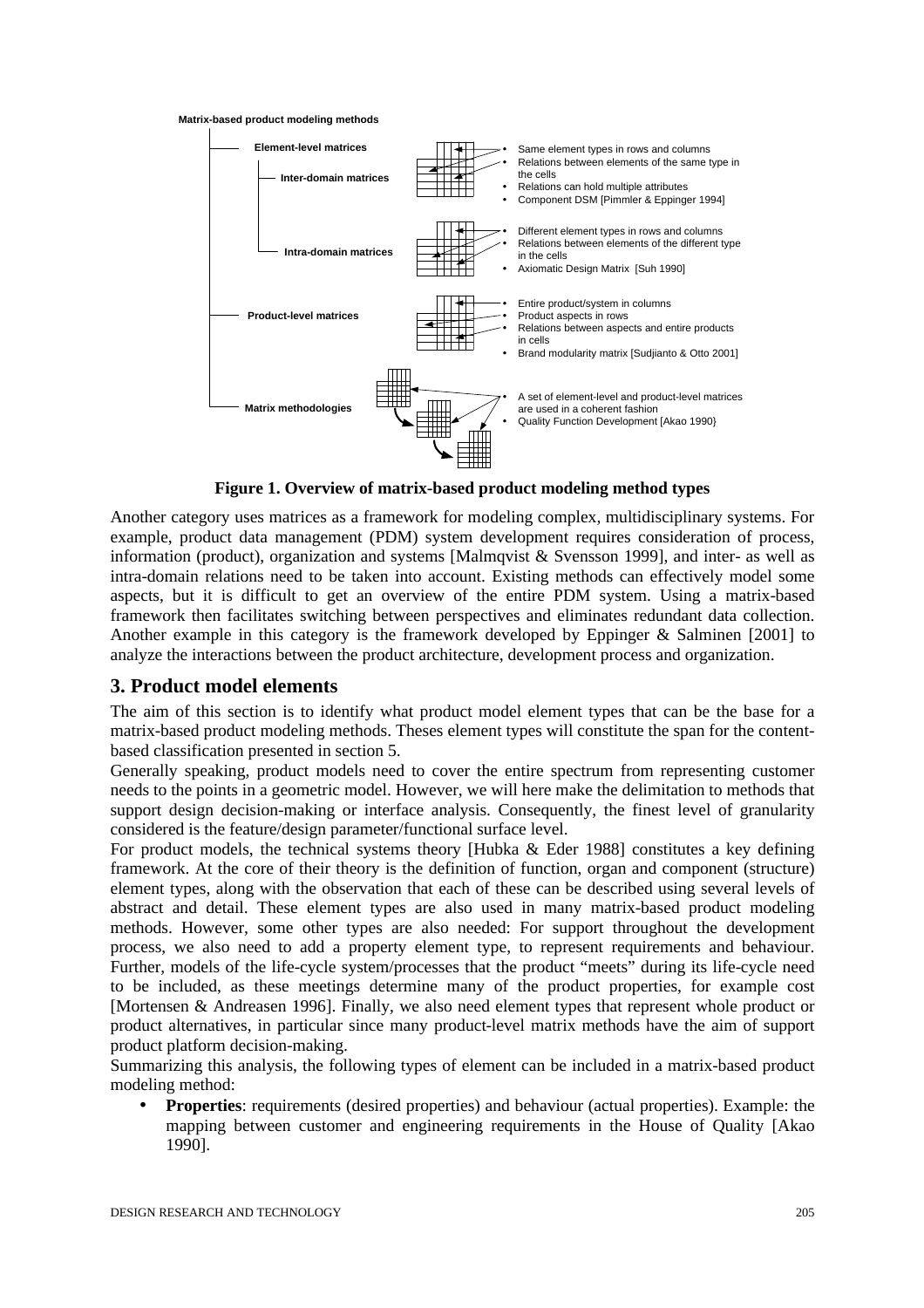Matrix-based product modeling methods

- Element-level matrices
  - Inter-domain matrices
    - Same element types in rows and columns
    - Relations between elements of the same type in the cells
    - Relations can hold multiple attributes
    - Component DSM [Pimmler & Eppinger 1994]
  - Intra-domain matrices
    - Different element types in rows and columns
    - Relations between elements of the different type in the cells
    - Axiomatic Design Matrix [Suh 1990]
- Product-level matrices
  - Entire product/system in columns
  - Product aspects in rows
  - Relations between aspects and entire products in cells
  - Brand modularity matrix [Sudjianto & Otto 2001]
- Matrix methodologies
  - A set of element-level and product-level matrices are used in a coherent fashion
  - Quality Function Development [Akao 1990}

**Figure 1. Overview of matrix-based product modeling method types**

Another category uses matrices as a framework for modeling complex, multidisciplinary systems. For example, product data management (PDM) system development requires consideration of process, information (product), organization and systems [Malmqvist & Svensson 1999], and inter- as well as intra-domain relations need to be taken into account. Existing methods can effectively model some aspects, but it is difficult to get an overview of the entire PDM system. Using a matrix-based framework then facilitates switching between perspectives and eliminates redundant data collection. Another example in this category is the framework developed by Eppinger & Salminen [2001] to analyze the interactions between the product architecture, development process and organization.

## 3. Product model elements

The aim of this section is to identify what product model element types that can be the base for a matrix-based product modeling methods. Theses element types will constitute the span for the content-based classification presented in section 5.

Generally speaking, product models need to cover the entire spectrum from representing customer needs to the points in a geometric model. However, we will here make the delimitation to methods that support design decision-making or interface analysis. Consequently, the finest level of granularity considered is the feature/design parameter/functional surface level.

For product models, the technical systems theory [Hubka & Eder 1988] constitutes a key defining framework. At the core of their theory is the definition of function, organ and component (structure) element types, along with the observation that each of these can be described using several levels of abstract and detail. These element types are also used in many matrix-based product modeling methods. However, some other types are also needed: For support throughout the development process, we also need to add a property element type, to represent requirements and behaviour. Further, models of the life-cycle system/processes that the product "meets" during its life-cycle need to be included, as these meetings determine many of the product properties, for example cost [Mortensen & Andreasen 1996]. Finally, we also need element types that represent whole product or product alternatives, in particular since many product-level matrix methods have the aim of support product platform decision-making.

Summarizing this analysis, the following types of element can be included in a matrix-based product modeling method:

- **Properties**: requirements (desired properties) and behaviour (actual properties). Example: the mapping between customer and engineering requirements in the House of Quality [Akao 1990].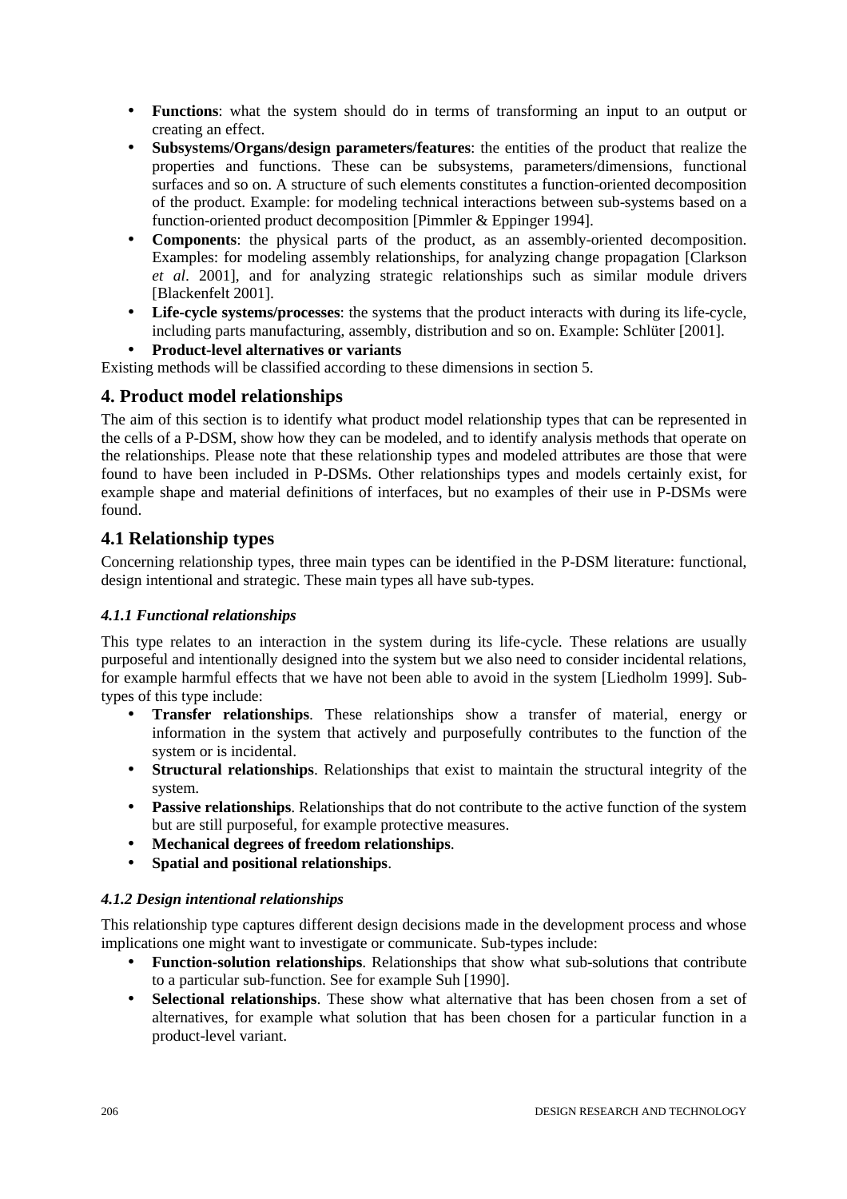- **Functions**: what the system should do in terms of transforming an input to an output or creating an effect.
- **Subsystems/Organs/design parameters/features**: the entities of the product that realize the properties and functions. These can be subsystems, parameters/dimensions, functional surfaces and so on. A structure of such elements constitutes a function-oriented decomposition of the product. Example: for modeling technical interactions between sub-systems based on a function-oriented product decomposition [Pimmler & Eppinger 1994].
- **Components**: the physical parts of the product, as an assembly-oriented decomposition. Examples: for modeling assembly relationships, for analyzing change propagation [Clarkson *et al*. 2001], and for analyzing strategic relationships such as similar module drivers [Blackenfelt 2001].
- **Life-cycle systems/processes**: the systems that the product interacts with during its life-cycle, including parts manufacturing, assembly, distribution and so on. Example: Schlüter [2001].
- **Product-level alternatives or variants**

Existing methods will be classified according to these dimensions in section 5.

## 4. Product model relationships

The aim of this section is to identify what product model relationship types that can be represented in the cells of a P-DSM, show how they can be modeled, and to identify analysis methods that operate on the relationships. Please note that these relationship types and modeled attributes are those that were found to have been included in P-DSMs. Other relationships types and models certainly exist, for example shape and material definitions of interfaces, but no examples of their use in P-DSMs were found.

## 4.1 Relationship types

Concerning relationship types, three main types can be identified in the P-DSM literature: functional, design intentional and strategic. These main types all have sub-types.

### *4.1.1 Functional relationships*

This type relates to an interaction in the system during its life-cycle. These relations are usually purposeful and intentionally designed into the system but we also need to consider incidental relations, for example harmful effects that we have not been able to avoid in the system [Liedholm 1999]. Sub-types of this type include:

- **Transfer relationships**. These relationships show a transfer of material, energy or information in the system that actively and purposefully contributes to the function of the system or is incidental.
- **Structural relationships**. Relationships that exist to maintain the structural integrity of the system.
- **Passive relationships**. Relationships that do not contribute to the active function of the system but are still purposeful, for example protective measures.
- **Mechanical degrees of freedom relationships**.
- **Spatial and positional relationships**.

### *4.1.2 Design intentional relationships*

This relationship type captures different design decisions made in the development process and whose implications one might want to investigate or communicate. Sub-types include:

- **Function-solution relationships**. Relationships that show what sub-solutions that contribute to a particular sub-function. See for example Suh [1990].
- **Selectional relationships**. These show what alternative that has been chosen from a set of alternatives, for example what solution that has been chosen for a particular function in a product-level variant.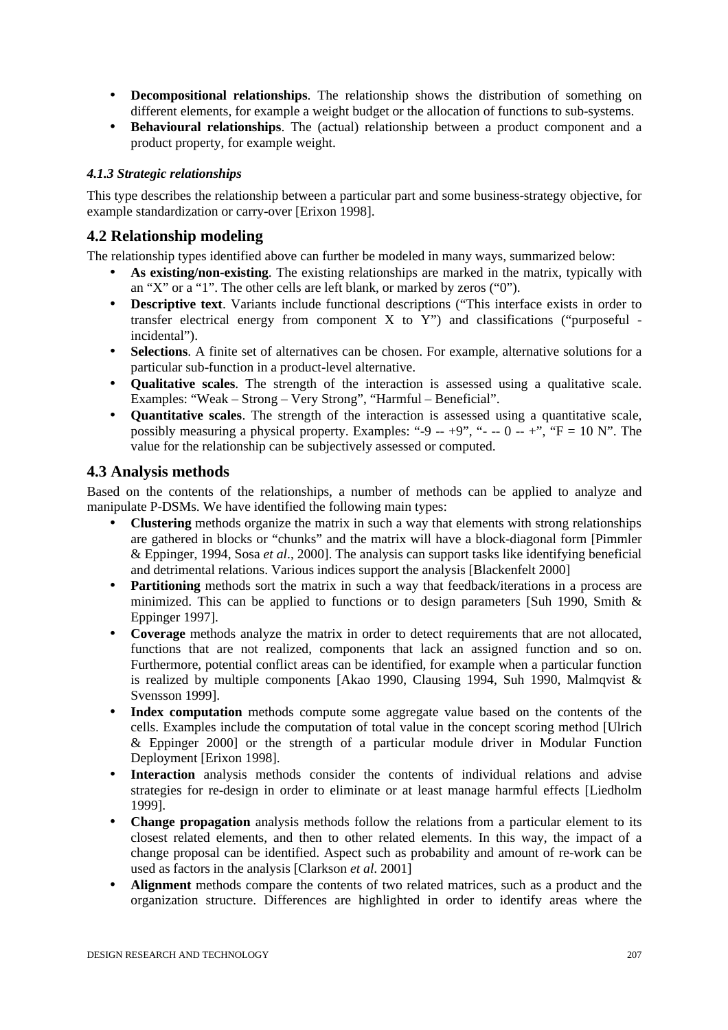- **Decompositional relationships**. The relationship shows the distribution of something on different elements, for example a weight budget or the allocation of functions to sub-systems.
- **Behavioural relationships**. The (actual) relationship between a product component and a product property, for example weight.

#### *4.1.3 Strategic relationships*

This type describes the relationship between a particular part and some business-strategy objective, for example standardization or carry-over [Erixon 1998].

## 4.2 Relationship modeling

The relationship types identified above can further be modeled in many ways, summarized below:

- **As existing/non-existing**. The existing relationships are marked in the matrix, typically with an "X" or a "1". The other cells are left blank, or marked by zeros ("0").
- **Descriptive text**. Variants include functional descriptions ("This interface exists in order to transfer electrical energy from component X to Y") and classifications ("purposeful - incidental").
- **Selections**. A finite set of alternatives can be chosen. For example, alternative solutions for a particular sub-function in a product-level alternative.
- **Qualitative scales**. The strength of the interaction is assessed using a qualitative scale. Examples: "Weak – Strong – Very Strong", "Harmful – Beneficial".
- **Quantitative scales**. The strength of the interaction is assessed using a quantitative scale, possibly measuring a physical property. Examples: "-9 -- +9", "- -- 0 -- +", "F = 10 N". The value for the relationship can be subjectively assessed or computed.

## 4.3 Analysis methods

Based on the contents of the relationships, a number of methods can be applied to analyze and manipulate P-DSMs. We have identified the following main types:

- **Clustering** methods organize the matrix in such a way that elements with strong relationships are gathered in blocks or "chunks" and the matrix will have a block-diagonal form [Pimmler & Eppinger, 1994, Sosa *et al*., 2000]. The analysis can support tasks like identifying beneficial and detrimental relations. Various indices support the analysis [Blackenfelt 2000]
- **Partitioning** methods sort the matrix in such a way that feedback/iterations in a process are minimized. This can be applied to functions or to design parameters [Suh 1990, Smith & Eppinger 1997].
- **Coverage** methods analyze the matrix in order to detect requirements that are not allocated, functions that are not realized, components that lack an assigned function and so on. Furthermore, potential conflict areas can be identified, for example when a particular function is realized by multiple components [Akao 1990, Clausing 1994, Suh 1990, Malmqvist & Svensson 1999].
- **Index computation** methods compute some aggregate value based on the contents of the cells. Examples include the computation of total value in the concept scoring method [Ulrich & Eppinger 2000] or the strength of a particular module driver in Modular Function Deployment [Erixon 1998].
- **Interaction** analysis methods consider the contents of individual relations and advise strategies for re-design in order to eliminate or at least manage harmful effects [Liedholm 1999].
- **Change propagation** analysis methods follow the relations from a particular element to its closest related elements, and then to other related elements. In this way, the impact of a change proposal can be identified. Aspect such as probability and amount of re-work can be used as factors in the analysis [Clarkson *et al*. 2001]
- **Alignment** methods compare the contents of two related matrices, such as a product and the organization structure. Differences are highlighted in order to identify areas where the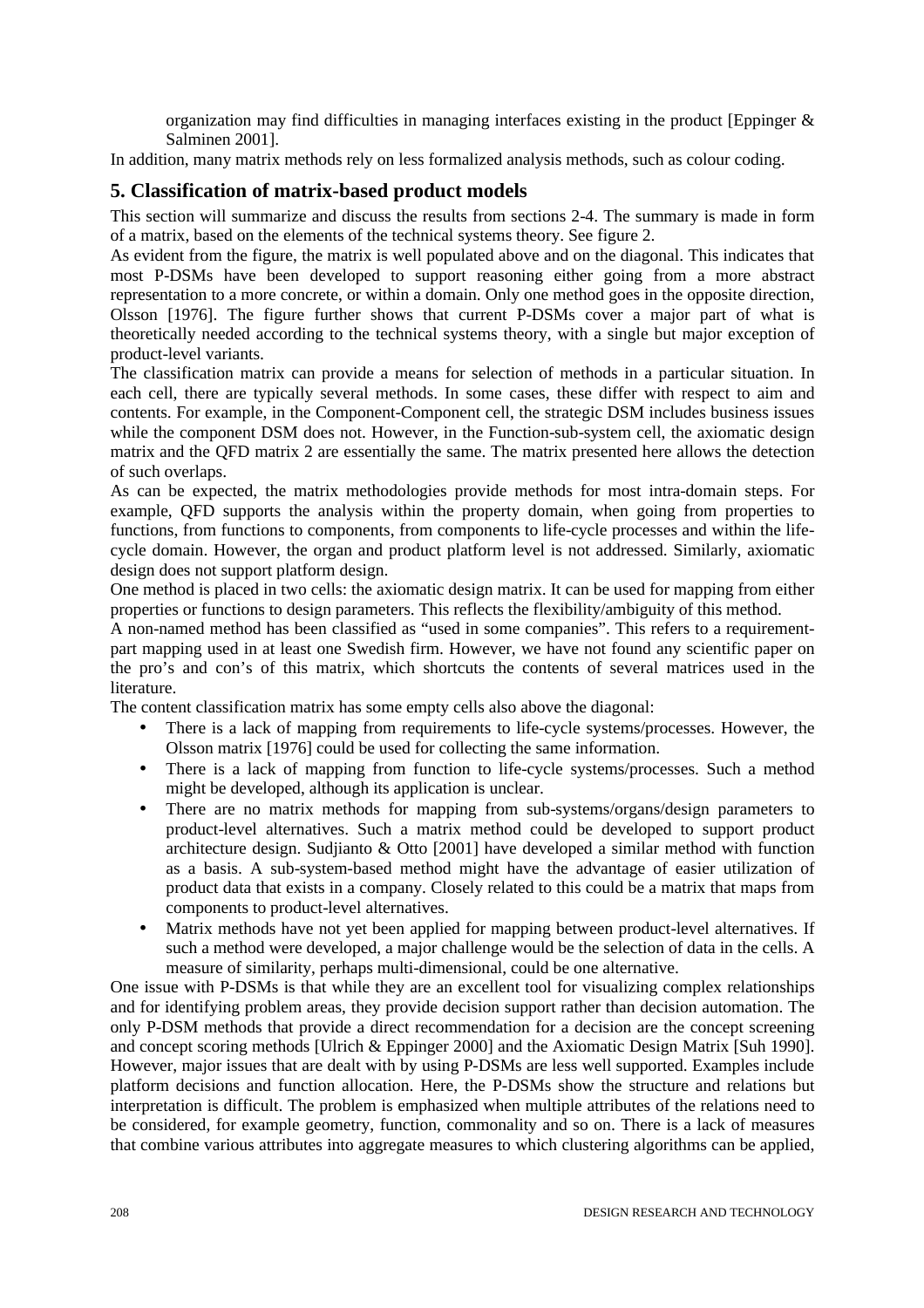organization may find difficulties in managing interfaces existing in the product [Eppinger & Salminen 2001].

In addition, many matrix methods rely on less formalized analysis methods, such as colour coding.

## 5. Classification of matrix-based product models

This section will summarize and discuss the results from sections 2-4. The summary is made in form of a matrix, based on the elements of the technical systems theory. See figure 2.

As evident from the figure, the matrix is well populated above and on the diagonal. This indicates that most P-DSMs have been developed to support reasoning either going from a more abstract representation to a more concrete, or within a domain. Only one method goes in the opposite direction, Olsson [1976]. The figure further shows that current P-DSMs cover a major part of what is theoretically needed according to the technical systems theory, with a single but major exception of product-level variants.

The classification matrix can provide a means for selection of methods in a particular situation. In each cell, there are typically several methods. In some cases, these differ with respect to aim and contents. For example, in the Component-Component cell, the strategic DSM includes business issues while the component DSM does not. However, in the Function-sub-system cell, the axiomatic design matrix and the QFD matrix 2 are essentially the same. The matrix presented here allows the detection of such overlaps.

As can be expected, the matrix methodologies provide methods for most intra-domain steps. For example, QFD supports the analysis within the property domain, when going from properties to functions, from functions to components, from components to life-cycle processes and within the life-cycle domain. However, the organ and product platform level is not addressed. Similarly, axiomatic design does not support platform design.

One method is placed in two cells: the axiomatic design matrix. It can be used for mapping from either properties or functions to design parameters. This reflects the flexibility/ambiguity of this method.

A non-named method has been classified as "used in some companies". This refers to a requirement-part mapping used in at least one Swedish firm. However, we have not found any scientific paper on the pro's and con's of this matrix, which shortcuts the contents of several matrices used in the literature.

The content classification matrix has some empty cells also above the diagonal:

- There is a lack of mapping from requirements to life-cycle systems/processes. However, the Olsson matrix [1976] could be used for collecting the same information.
- There is a lack of mapping from function to life-cycle systems/processes. Such a method might be developed, although its application is unclear.
- There are no matrix methods for mapping from sub-systems/organs/design parameters to product-level alternatives. Such a matrix method could be developed to support product architecture design. Sudjianto & Otto [2001] have developed a similar method with function as a basis. A sub-system-based method might have the advantage of easier utilization of product data that exists in a company. Closely related to this could be a matrix that maps from components to product-level alternatives.
- Matrix methods have not yet been applied for mapping between product-level alternatives. If such a method were developed, a major challenge would be the selection of data in the cells. A measure of similarity, perhaps multi-dimensional, could be one alternative.

One issue with P-DSMs is that while they are an excellent tool for visualizing complex relationships and for identifying problem areas, they provide decision support rather than decision automation. The only P-DSM methods that provide a direct recommendation for a decision are the concept screening and concept scoring methods [Ulrich & Eppinger 2000] and the Axiomatic Design Matrix [Suh 1990]. However, major issues that are dealt with by using P-DSMs are less well supported. Examples include platform decisions and function allocation. Here, the P-DSMs show the structure and relations but interpretation is difficult. The problem is emphasized when multiple attributes of the relations need to be considered, for example geometry, function, commonality and so on. There is a lack of measures that combine various attributes into aggregate measures to which clustering algorithms can be applied,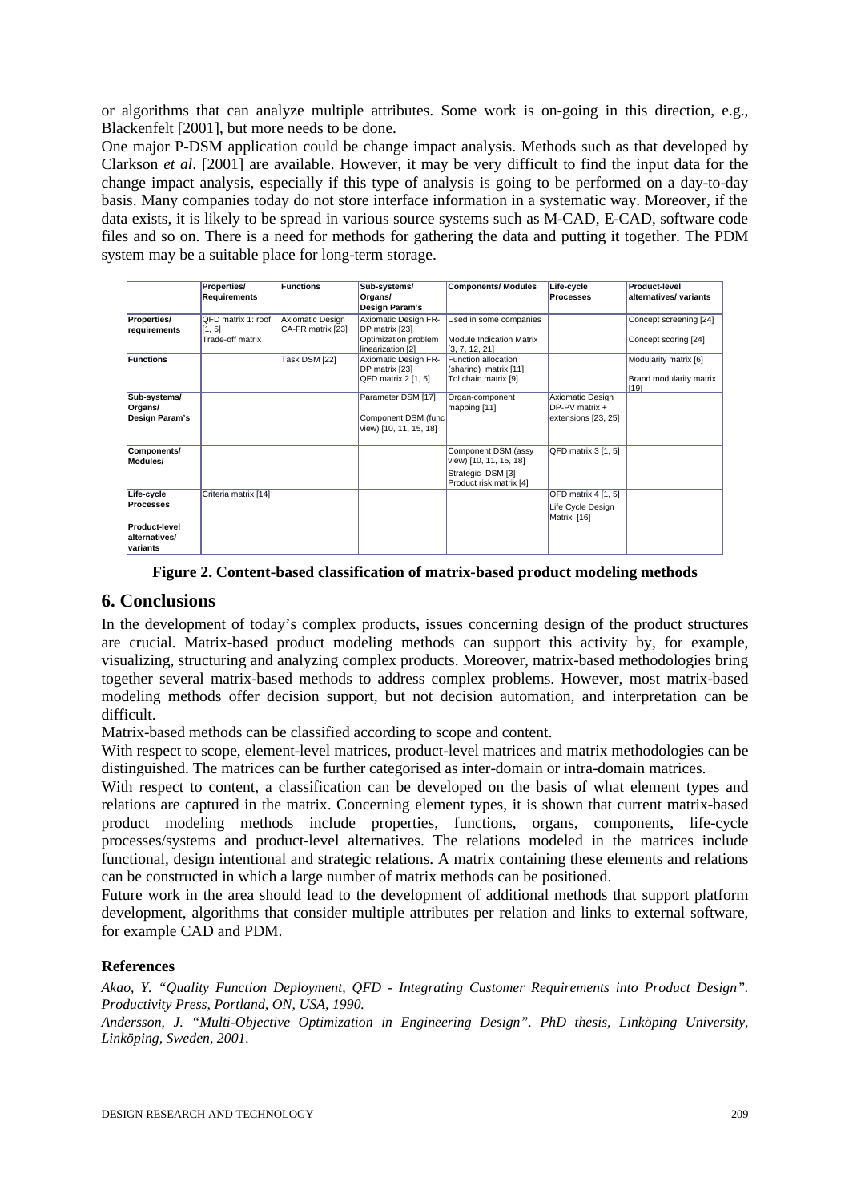or algorithms that can analyze multiple attributes. Some work is on-going in this direction, e.g., Blackenfelt [2001], but more needs to be done.

One major P-DSM application could be change impact analysis. Methods such as that developed by Clarkson *et al*. [2001] are available. However, it may be very difficult to find the input data for the change impact analysis, especially if this type of analysis is going to be performed on a day-to-day basis. Many companies today do not store interface information in a systematic way. Moreover, if the data exists, it is likely to be spread in various source systems such as M-CAD, E-CAD, software code files and so on. There is a need for methods for gathering the data and putting it together. The PDM system may be a suitable place for long-term storage.

| | **Properties/ Requirements** | **Functions** | **Sub-systems/ Organs/ Design Param's** | **Components/ Modules** | **Life-cycle Processes** | **Product-level alternatives/ variants** |
|---|---|---|---|---|---|---|
| **Properties/ requirements** | QFD matrix 1: roof [1, 5] Trade-off matrix | Axiomatic Design CA-FR matrix [23] | Axiomatic Design FR-DP matrix [23] Optimization problem linearization [2] | Used in some companies Module Indication Matrix [3, 7, 12, 21] | | Concept screening [24] Concept scoring [24] |
| **Functions** | | Task DSM [22] | Axiomatic Design FR-DP matrix [23] QFD matrix 2 [1, 5] | Function allocation (sharing) matrix [11] Tol chain matrix [9] | | Modularity matrix [6] Brand modularity matrix [19] |
| **Sub-systems/ Organs/ Design Param's** | | | Parameter DSM [17] Component DSM (func view) [10, 11, 15, 18] | Organ-component mapping [11] | Axiomatic Design DP-PV matrix + extensions [23, 25] | |
| **Components/ Modules/** | | | | Component DSM (assy view) [10, 11, 15, 18] Strategic DSM [3] Product risk matrix [4] | QFD matrix 3 [1, 5] | |
| **Life-cycle Processes** | Criteria matrix [14] | | | | QFD matrix 4 [1, 5] Life Cycle Design Matrix [16] | |
| **Product-level alternatives/ variants** | | | | | | |

**Figure 2. Content-based classification of matrix-based product modeling methods**

## 6. Conclusions

In the development of today's complex products, issues concerning design of the product structures are crucial. Matrix-based product modeling methods can support this activity by, for example, visualizing, structuring and analyzing complex products. Moreover, matrix-based methodologies bring together several matrix-based methods to address complex problems. However, most matrix-based modeling methods offer decision support, but not decision automation, and interpretation can be difficult.

Matrix-based methods can be classified according to scope and content.

With respect to scope, element-level matrices, product-level matrices and matrix methodologies can be distinguished. The matrices can be further categorised as inter-domain or intra-domain matrices.

With respect to content, a classification can be developed on the basis of what element types and relations are captured in the matrix. Concerning element types, it is shown that current matrix-based product modeling methods include properties, functions, organs, components, life-cycle processes/systems and product-level alternatives. The relations modeled in the matrices include functional, design intentional and strategic relations. A matrix containing these elements and relations can be constructed in which a large number of matrix methods can be positioned.

Future work in the area should lead to the development of additional methods that support platform development, algorithms that consider multiple attributes per relation and links to external software, for example CAD and PDM.

### References

*Akao, Y. "Quality Function Deployment, QFD - Integrating Customer Requirements into Product Design". Productivity Press, Portland, ON, USA, 1990.*

*Andersson, J. "Multi-Objective Optimization in Engineering Design". PhD thesis, Linköping University, Linköping, Sweden, 2001.*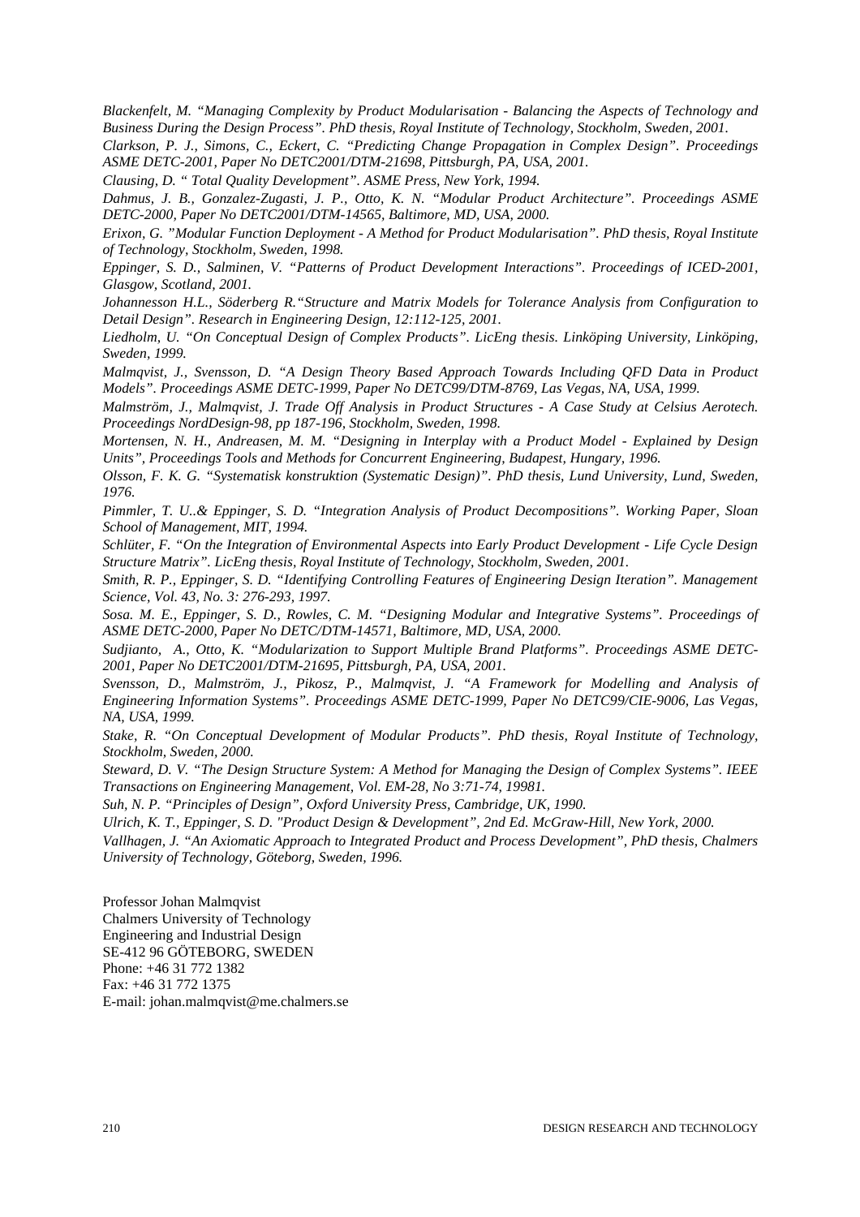*Blackenfelt, M. "Managing Complexity by Product Modularisation - Balancing the Aspects of Technology and Business During the Design Process". PhD thesis, Royal Institute of Technology, Stockholm, Sweden, 2001.*

*Clarkson, P. J., Simons, C., Eckert, C. "Predicting Change Propagation in Complex Design". Proceedings ASME DETC-2001, Paper No DETC2001/DTM-21698, Pittsburgh, PA, USA, 2001.*

*Clausing, D. " Total Quality Development". ASME Press, New York, 1994.*

*Dahmus, J. B., Gonzalez-Zugasti, J. P., Otto, K. N. "Modular Product Architecture". Proceedings ASME DETC-2000, Paper No DETC2001/DTM-14565, Baltimore, MD, USA, 2000.*

*Erixon, G. "Modular Function Deployment - A Method for Product Modularisation". PhD thesis, Royal Institute of Technology, Stockholm, Sweden, 1998.*

*Eppinger, S. D., Salminen, V. "Patterns of Product Development Interactions". Proceedings of ICED-2001, Glasgow, Scotland, 2001.*

*Johannesson H.L., Söderberg R."Structure and Matrix Models for Tolerance Analysis from Configuration to Detail Design". Research in Engineering Design, 12:112-125, 2001.*

*Liedholm, U. "On Conceptual Design of Complex Products". LicEng thesis. Linköping University, Linköping, Sweden, 1999.*

*Malmqvist, J., Svensson, D. "A Design Theory Based Approach Towards Including QFD Data in Product Models". Proceedings ASME DETC-1999, Paper No DETC99/DTM-8769, Las Vegas, NA, USA, 1999.*

*Malmström, J., Malmqvist, J. Trade Off Analysis in Product Structures - A Case Study at Celsius Aerotech. Proceedings NordDesign-98, pp 187-196, Stockholm, Sweden, 1998.*

*Mortensen, N. H., Andreasen, M. M. "Designing in Interplay with a Product Model - Explained by Design Units", Proceedings Tools and Methods for Concurrent Engineering, Budapest, Hungary, 1996.*

*Olsson, F. K. G. "Systematisk konstruktion (Systematic Design)". PhD thesis, Lund University, Lund, Sweden, 1976.*

*Pimmler, T. U..& Eppinger, S. D. "Integration Analysis of Product Decompositions". Working Paper, Sloan School of Management, MIT, 1994.*

*Schlüter, F. "On the Integration of Environmental Aspects into Early Product Development - Life Cycle Design Structure Matrix". LicEng thesis, Royal Institute of Technology, Stockholm, Sweden, 2001.*

*Smith, R. P., Eppinger, S. D. "Identifying Controlling Features of Engineering Design Iteration". Management Science, Vol. 43, No. 3: 276-293, 1997.*

*Sosa. M. E., Eppinger, S. D., Rowles, C. M. "Designing Modular and Integrative Systems". Proceedings of ASME DETC-2000, Paper No DETC/DTM-14571, Baltimore, MD, USA, 2000.*

*Sudjianto, A., Otto, K. "Modularization to Support Multiple Brand Platforms". Proceedings ASME DETC-2001, Paper No DETC2001/DTM-21695, Pittsburgh, PA, USA, 2001.*

*Svensson, D., Malmström, J., Pikosz, P., Malmqvist, J. "A Framework for Modelling and Analysis of Engineering Information Systems". Proceedings ASME DETC-1999, Paper No DETC99/CIE-9006, Las Vegas, NA, USA, 1999.*

*Stake, R. "On Conceptual Development of Modular Products". PhD thesis, Royal Institute of Technology, Stockholm, Sweden, 2000.*

*Steward, D. V. "The Design Structure System: A Method for Managing the Design of Complex Systems". IEEE Transactions on Engineering Management, Vol. EM-28, No 3:71-74, 19981.*

*Suh, N. P. "Principles of Design", Oxford University Press, Cambridge, UK, 1990.*

*Ulrich, K. T., Eppinger, S. D. "Product Design & Development", 2nd Ed. McGraw-Hill, New York, 2000.*

*Vallhagen, J. "An Axiomatic Approach to Integrated Product and Process Development", PhD thesis, Chalmers University of Technology, Göteborg, Sweden, 1996.*

Professor Johan Malmqvist
Chalmers University of Technology
Engineering and Industrial Design
SE-412 96 GÖTEBORG, SWEDEN
Phone: +46 31 772 1382
Fax: +46 31 772 1375
E-mail: johan.malmqvist@me.chalmers.se